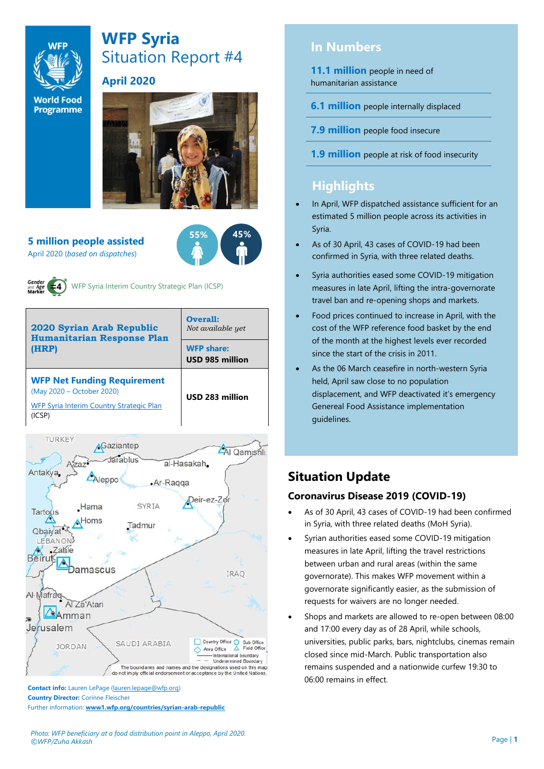# WFP Syria

## Situation Report #4

### April 2020

**5 million people assisted**

April 2020 (*based on dispatches*)

55% 45%

WFP Syria Interim Country Strategic Plan (ICSP)

| **2020 Syrian Arab Republic Humanitarian Response Plan (HRP)** | **Overall:** *Not available yet* |
|---|---|
| | **WFP share:** **USD 985 million** |
| **WFP Net Funding Requirement** (May 2020 – October 2020) WFP Syria Interim Country Strategic Plan (ICSP) | **USD 283 million** |

**Contact info:** Lauren LePage (lauren.lepage@wfp.org)
**Country Director:** Corinne Fleischer
Further information: **www1.wfp.org/countries/syrian-arab-republic**

*Photo: WFP beneficiary at a food distribution point in Aleppo, April 2020. ©WFP/Zuha Akkash*

## In Numbers

**11.1 million** people in need of humanitarian assistance

**6.1 million** people internally displaced

**7.9 million** people food insecure

**1.9 million** people at risk of food insecurity

## Highlights

- In April, WFP dispatched assistance sufficient for an estimated 5 million people across its activities in Syria.
- As of 30 April, 43 cases of COVID-19 had been confirmed in Syria, with three related deaths.
- Syria authorities eased some COVID-19 mitigation measures in late April, lifting the intra-governorate travel ban and re-opening shops and markets.
- Food prices continued to increase in April, with the cost of the WFP reference food basket by the end of the month at the highest levels ever recorded since the start of the crisis in 2011.
- As the 06 March ceasefire in north-western Syria held, April saw close to no population displacement, and WFP deactivated it's emergency Genereal Food Assistance implementation guidelines.

## Situation Update

### Coronavirus Disease 2019 (COVID-19)

- As of 30 April, 43 cases of COVID-19 had been confirmed in Syria, with three related deaths (MoH Syria).
- Syrian authorities eased some COVID-19 mitigation measures in late April, lifting the travel restrictions between urban and rural areas (within the same governorate). This makes WFP movement within a governorate significantly easier, as the submission of requests for waivers are no longer needed.
- Shops and markets are allowed to re-open between 08:00 and 17:00 every day as of 28 April, while schools, universities, public parks, bars, nightclubs, cinemas remain closed since mid-March. Public transportation also remains suspended and a nationwide curfew 19:30 to 06:00 remains in effect.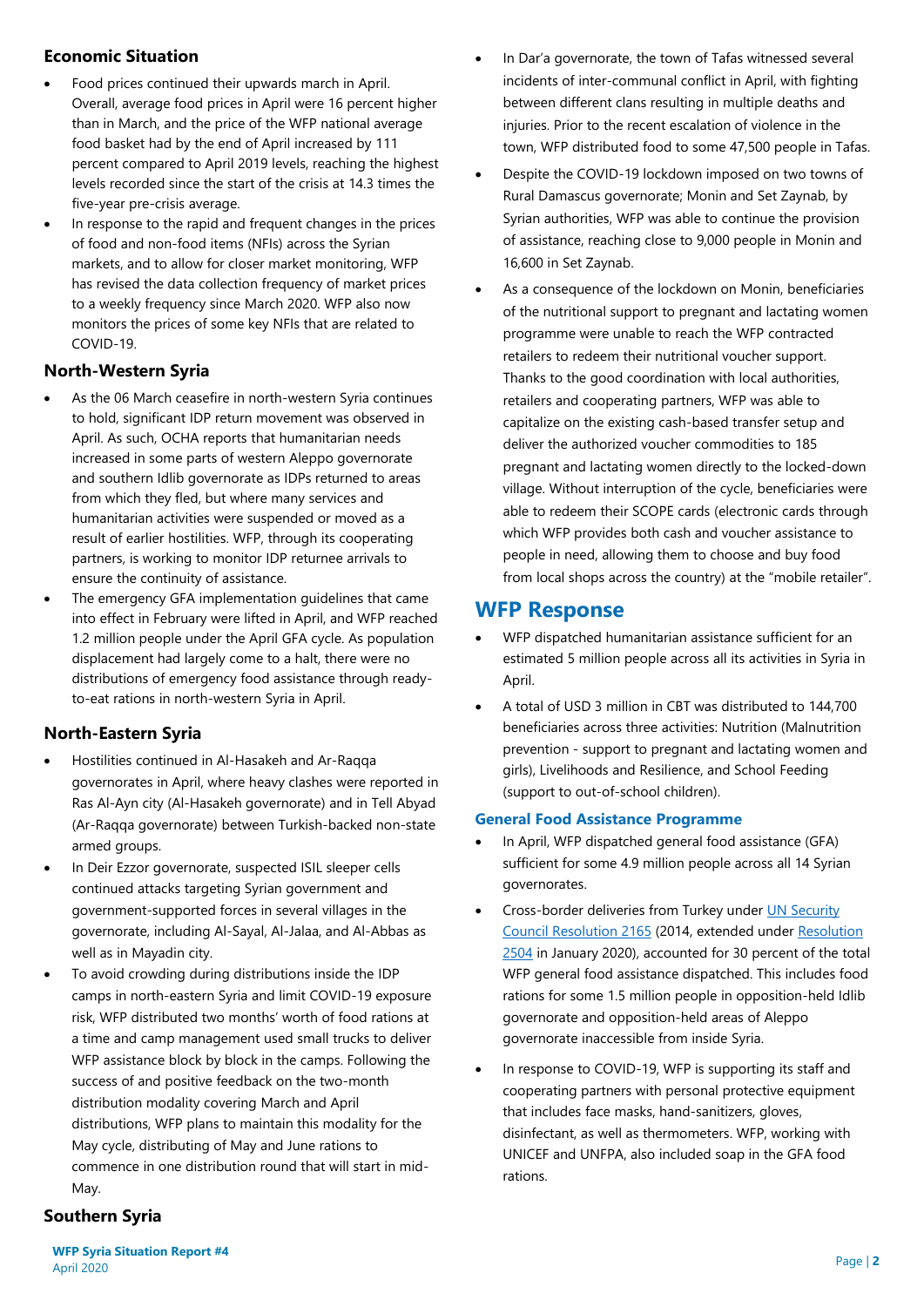## Economic Situation

- Food prices continued their upwards march in April. Overall, average food prices in April were 16 percent higher than in March, and the price of the WFP national average food basket had by the end of April increased by 111 percent compared to April 2019 levels, reaching the highest levels recorded since the start of the crisis at 14.3 times the five-year pre-crisis average.
- In response to the rapid and frequent changes in the prices of food and non-food items (NFIs) across the Syrian markets, and to allow for closer market monitoring, WFP has revised the data collection frequency of market prices to a weekly frequency since March 2020. WFP also now monitors the prices of some key NFIs that are related to COVID-19.

## North-Western Syria

- As the 06 March ceasefire in north-western Syria continues to hold, significant IDP return movement was observed in April. As such, OCHA reports that humanitarian needs increased in some parts of western Aleppo governorate and southern Idlib governorate as IDPs returned to areas from which they fled, but where many services and humanitarian activities were suspended or moved as a result of earlier hostilities. WFP, through its cooperating partners, is working to monitor IDP returnee arrivals to ensure the continuity of assistance.
- The emergency GFA implementation guidelines that came into effect in February were lifted in April, and WFP reached 1.2 million people under the April GFA cycle. As population displacement had largely come to a halt, there were no distributions of emergency food assistance through ready-to-eat rations in north-western Syria in April.

## North-Eastern Syria

- Hostilities continued in Al-Hasakeh and Ar-Raqqa governorates in April, where heavy clashes were reported in Ras Al-Ayn city (Al-Hasakeh governorate) and in Tell Abyad (Ar-Raqqa governorate) between Turkish-backed non-state armed groups.
- In Deir Ezzor governorate, suspected ISIL sleeper cells continued attacks targeting Syrian government and government-supported forces in several villages in the governorate, including Al-Sayal, Al-Jalaa, and Al-Abbas as well as in Mayadin city.
- To avoid crowding during distributions inside the IDP camps in north-eastern Syria and limit COVID-19 exposure risk, WFP distributed two months' worth of food rations at a time and camp management used small trucks to deliver WFP assistance block by block in the camps. Following the success of and positive feedback on the two-month distribution modality covering March and April distributions, WFP plans to maintain this modality for the May cycle, distributing of May and June rations to commence in one distribution round that will start in mid-May.

## Southern Syria

- In Dar'a governorate, the town of Tafas witnessed several incidents of inter-communal conflict in April, with fighting between different clans resulting in multiple deaths and injuries. Prior to the recent escalation of violence in the town, WFP distributed food to some 47,500 people in Tafas.
- Despite the COVID-19 lockdown imposed on two towns of Rural Damascus governorate; Monin and Set Zaynab, by Syrian authorities, WFP was able to continue the provision of assistance, reaching close to 9,000 people in Monin and 16,600 in Set Zaynab.
- As a consequence of the lockdown on Monin, beneficiaries of the nutritional support to pregnant and lactating women programme were unable to reach the WFP contracted retailers to redeem their nutritional voucher support. Thanks to the good coordination with local authorities, retailers and cooperating partners, WFP was able to capitalize on the existing cash-based transfer setup and deliver the authorized voucher commodities to 185 pregnant and lactating women directly to the locked-down village. Without interruption of the cycle, beneficiaries were able to redeem their SCOPE cards (electronic cards through which WFP provides both cash and voucher assistance to people in need, allowing them to choose and buy food from local shops across the country) at the "mobile retailer".

# WFP Response

- WFP dispatched humanitarian assistance sufficient for an estimated 5 million people across all its activities in Syria in April.
- A total of USD 3 million in CBT was distributed to 144,700 beneficiaries across three activities: Nutrition (Malnutrition prevention - support to pregnant and lactating women and girls), Livelihoods and Resilience, and School Feeding (support to out-of-school children).

### General Food Assistance Programme

- In April, WFP dispatched general food assistance (GFA) sufficient for some 4.9 million people across all 14 Syrian governorates.
- Cross-border deliveries from Turkey under UN Security Council Resolution 2165 (2014, extended under Resolution 2504 in January 2020), accounted for 30 percent of the total WFP general food assistance dispatched. This includes food rations for some 1.5 million people in opposition-held Idlib governorate and opposition-held areas of Aleppo governorate inaccessible from inside Syria.
- In response to COVID-19, WFP is supporting its staff and cooperating partners with personal protective equipment that includes face masks, hand-sanitizers, gloves, disinfectant, as well as thermometers. WFP, working with UNICEF and UNFPA, also included soap in the GFA food rations.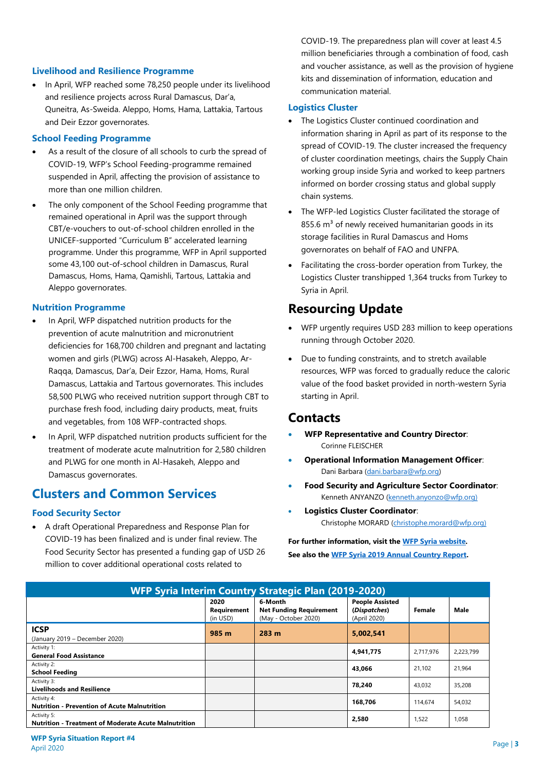### Livelihood and Resilience Programme

- In April, WFP reached some 78,250 people under its livelihood and resilience projects across Rural Damascus, Dar'a, Quneitra, As-Sweida. Aleppo, Homs, Hama, Lattakia, Tartous and Deir Ezzor governorates.

### School Feeding Programme

- As a result of the closure of all schools to curb the spread of COVID-19, WFP's School Feeding-programme remained suspended in April, affecting the provision of assistance to more than one million children.
- The only component of the School Feeding programme that remained operational in April was the support through CBT/e-vouchers to out-of-school children enrolled in the UNICEF-supported "Curriculum B" accelerated learning programme. Under this programme, WFP in April supported some 43,100 out-of-school children in Damascus, Rural Damascus, Homs, Hama, Qamishli, Tartous, Lattakia and Aleppo governorates.

### Nutrition Programme

- In April, WFP dispatched nutrition products for the prevention of acute malnutrition and micronutrient deficiencies for 168,700 children and pregnant and lactating women and girls (PLWG) across Al-Hasakeh, Aleppo, Ar-Raqqa, Damascus, Dar'a, Deir Ezzor, Hama, Homs, Rural Damascus, Lattakia and Tartous governorates. This includes 58,500 PLWG who received nutrition support through CBT to purchase fresh food, including dairy products, meat, fruits and vegetables, from 108 WFP-contracted shops.
- In April, WFP dispatched nutrition products sufficient for the treatment of moderate acute malnutrition for 2,580 children and PLWG for one month in Al-Hasakeh, Aleppo and Damascus governorates.

## Clusters and Common Services

### Food Security Sector

- A draft Operational Preparedness and Response Plan for COVID-19 has been finalized and is under final review. The Food Security Sector has presented a funding gap of USD 26 million to cover additional operational costs related to COVID-19. The preparedness plan will cover at least 4.5 million beneficiaries through a combination of food, cash and voucher assistance, as well as the provision of hygiene kits and dissemination of information, education and communication material.

### Logistics Cluster

- The Logistics Cluster continued coordination and information sharing in April as part of its response to the spread of COVID-19. The cluster increased the frequency of cluster coordination meetings, chairs the Supply Chain working group inside Syria and worked to keep partners informed on border crossing status and global supply chain systems.
- The WFP-led Logistics Cluster facilitated the storage of 855.6 $m^3$ of newly received humanitarian goods in its storage facilities in Rural Damascus and Homs governorates on behalf of FAO and UNFPA.
- Facilitating the cross-border operation from Turkey, the Logistics Cluster transhipped 1,364 trucks from Turkey to Syria in April.

## Resourcing Update

- WFP urgently requires USD 283 million to keep operations running through October 2020.
- Due to funding constraints, and to stretch available resources, WFP was forced to gradually reduce the caloric value of the food basket provided in north-western Syria starting in April.

## Contacts

- **WFP Representative and Country Director**: Corinne FLEISCHER
- **Operational Information Management Officer**: Dani Barbara (dani.barbara@wfp.org)
- **Food Security and Agriculture Sector Coordinator**: Kenneth ANYANZO (kenneth.anyonzo@wfp.org)
- **Logistics Cluster Coordinator**: Christophe MORARD (christophe.morard@wfp.org)

**For further information, visit the WFP Syria website.**

**See also the WFP Syria 2019 Annual Country Report.**

| WFP Syria Interim Country Strategic Plan (2019-2020) | | | | | |
|---|---|---|---|---|---|
| | **2020 Requirement** (in USD) | **6-Month Net Funding Requirement** (May - October 2020) | **People Assisted (*Dispatches*)** (April 2020) | **Female** | **Male** |
| **ICSP** (January 2019 – December 2020) | **985 m** | **283 m** | **5,002,541** | | |
| Activity 1: **General Food Assistance** | | | **4,941,775** | 2,717,976 | 2,223,799 |
| Activity 2: **School Feeding** | | | **43,066** | 21,102 | 21,964 |
| Activity 3: **Livelihoods and Resilience** | | | **78,240** | 43,032 | 35,208 |
| Activity 4: **Nutrition - Prevention of Acute Malnutrition** | | | **168,706** | 114,674 | 54,032 |
| Activity 5: **Nutrition - Treatment of Moderate Acute Malnutrition** | | | **2,580** | 1,522 | 1,058 |